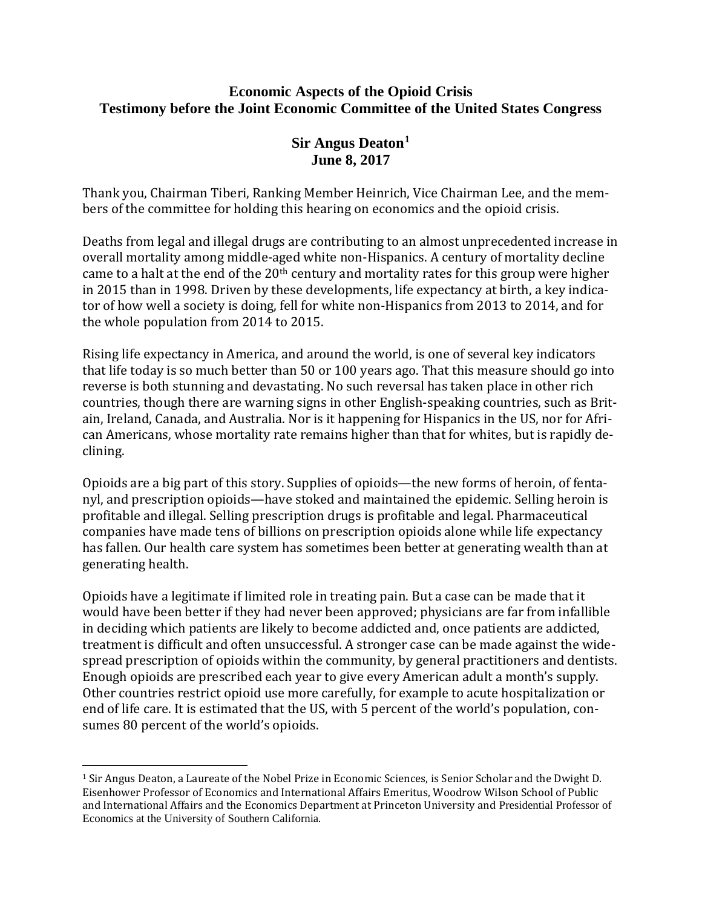# Economic Aspects of the Opioid Crisis
## Testimony before the Joint Economic Committee of the United States Congress

**Sir Angus Deaton[1]**
**June 8, 2017**

Thank you, Chairman Tiberi, Ranking Member Heinrich, Vice Chairman Lee, and the members of the committee for holding this hearing on economics and the opioid crisis.

Deaths from legal and illegal drugs are contributing to an almost unprecedented increase in overall mortality among middle-aged white non-Hispanics. A century of mortality decline came to a halt at the end of the 20th century and mortality rates for this group were higher in 2015 than in 1998. Driven by these developments, life expectancy at birth, a key indicator of how well a society is doing, fell for white non-Hispanics from 2013 to 2014, and for the whole population from 2014 to 2015.

Rising life expectancy in America, and around the world, is one of several key indicators that life today is so much better than 50 or 100 years ago. That this measure should go into reverse is both stunning and devastating. No such reversal has taken place in other rich countries, though there are warning signs in other English-speaking countries, such as Britain, Ireland, Canada, and Australia. Nor is it happening for Hispanics in the US, nor for African Americans, whose mortality rate remains higher than that for whites, but is rapidly declining.

Opioids are a big part of this story. Supplies of opioids—the new forms of heroin, of fentanyl, and prescription opioids—have stoked and maintained the epidemic. Selling heroin is profitable and illegal. Selling prescription drugs is profitable and legal. Pharmaceutical companies have made tens of billions on prescription opioids alone while life expectancy has fallen. Our health care system has sometimes been better at generating wealth than at generating health.

Opioids have a legitimate if limited role in treating pain. But a case can be made that it would have been better if they had never been approved; physicians are far from infallible in deciding which patients are likely to become addicted and, once patients are addicted, treatment is difficult and often unsuccessful. A stronger case can be made against the widespread prescription of opioids within the community, by general practitioners and dentists. Enough opioids are prescribed each year to give every American adult a month's supply. Other countries restrict opioid use more carefully, for example to acute hospitalization or end of life care. It is estimated that the US, with 5 percent of the world's population, consumes 80 percent of the world's opioids.

---

[1] Sir Angus Deaton, a Laureate of the Nobel Prize in Economic Sciences, is Senior Scholar and the Dwight D. Eisenhower Professor of Economics and International Affairs Emeritus, Woodrow Wilson School of Public and International Affairs and the Economics Department at Princeton University and Presidential Professor of Economics at the University of Southern California.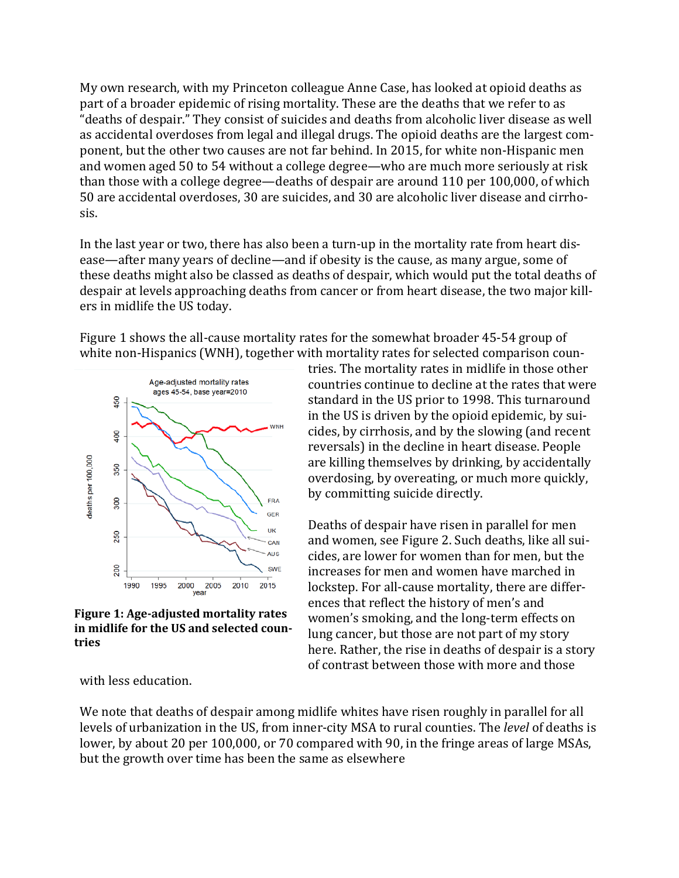My own research, with my Princeton colleague Anne Case, has looked at opioid deaths as part of a broader epidemic of rising mortality. These are the deaths that we refer to as "deaths of despair." They consist of suicides and deaths from alcoholic liver disease as well as accidental overdoses from legal and illegal drugs. The opioid deaths are the largest component, but the other two causes are not far behind. In 2015, for white non-Hispanic men and women aged 50 to 54 without a college degree—who are much more seriously at risk than those with a college degree—deaths of despair are around 110 per 100,000, of which 50 are accidental overdoses, 30 are suicides, and 30 are alcoholic liver disease and cirrhosis.

In the last year or two, there has also been a turn-up in the mortality rate from heart disease—after many years of decline—and if obesity is the cause, as many argue, some of these deaths might also be classed as deaths of despair, which would put the total deaths of despair at levels approaching deaths from cancer or from heart disease, the two major killers in midlife the US today.

Figure 1 shows the all-cause mortality rates for the somewhat broader 45-54 group of white non-Hispanics (WNH), together with mortality rates for selected comparison countries. The mortality rates in midlife in those other countries continue to decline at the rates that were standard in the US prior to 1998. This turnaround in the US is driven by the opioid epidemic, by suicides, by cirrhosis, and by the slowing (and recent reversals) in the decline in heart disease. People are killing themselves by drinking, by accidentally overdosing, by overeating, or much more quickly, by committing suicide directly.

**Figure 1: Age-adjusted mortality rates in midlife for the US and selected countries**

Deaths of despair have risen in parallel for men and women, see Figure 2. Such deaths, like all suicides, are lower for women than for men, but the increases for men and women have marched in lockstep. For all-cause mortality, there are differences that reflect the history of men's and women's smoking, and the long-term effects on lung cancer, but those are not part of my story here. Rather, the rise in deaths of despair is a story of contrast between those with more and those with less education.

We note that deaths of despair among midlife whites have risen roughly in parallel for all levels of urbanization in the US, from inner-city MSA to rural counties. The *level* of deaths is lower, by about 20 per 100,000, or 70 compared with 90, in the fringe areas of large MSAs, but the growth over time has been the same as elsewhere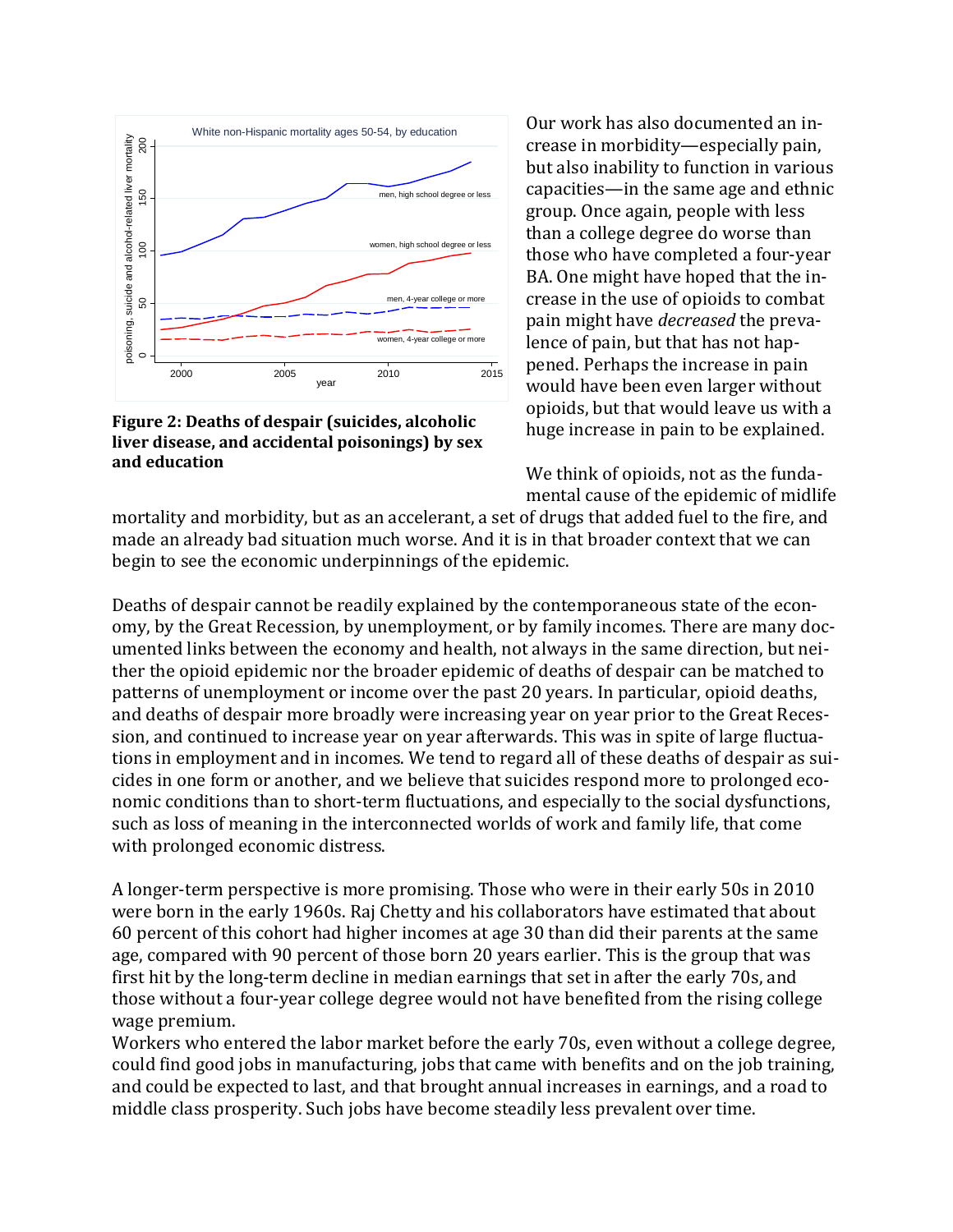**Figure 2: Deaths of despair (suicides, alcoholic liver disease, and accidental poisonings) by sex and education**

Our work has also documented an increase in morbidity—especially pain, but also inability to function in various capacities—in the same age and ethnic group. Once again, people with less than a college degree do worse than those who have completed a four-year BA. One might have hoped that the increase in the use of opioids to combat pain might have *decreased* the prevalence of pain, but that has not happened. Perhaps the increase in pain would have been even larger without opioids, but that would leave us with a huge increase in pain to be explained.

We think of opioids, not as the fundamental cause of the epidemic of midlife mortality and morbidity, but as an accelerant, a set of drugs that added fuel to the fire, and made an already bad situation much worse. And it is in that broader context that we can begin to see the economic underpinnings of the epidemic.

Deaths of despair cannot be readily explained by the contemporaneous state of the economy, by the Great Recession, by unemployment, or by family incomes. There are many documented links between the economy and health, not always in the same direction, but neither the opioid epidemic nor the broader epidemic of deaths of despair can be matched to patterns of unemployment or income over the past 20 years. In particular, opioid deaths, and deaths of despair more broadly were increasing year on year prior to the Great Recession, and continued to increase year on year afterwards. This was in spite of large fluctuations in employment and in incomes. We tend to regard all of these deaths of despair as suicides in one form or another, and we believe that suicides respond more to prolonged economic conditions than to short-term fluctuations, and especially to the social dysfunctions, such as loss of meaning in the interconnected worlds of work and family life, that come with prolonged economic distress.

A longer-term perspective is more promising. Those who were in their early 50s in 2010 were born in the early 1960s. Raj Chetty and his collaborators have estimated that about 60 percent of this cohort had higher incomes at age 30 than did their parents at the same age, compared with 90 percent of those born 20 years earlier. This is the group that was first hit by the long-term decline in median earnings that set in after the early 70s, and those without a four-year college degree would not have benefited from the rising college wage premium.

Workers who entered the labor market before the early 70s, even without a college degree, could find good jobs in manufacturing, jobs that came with benefits and on the job training, and could be expected to last, and that brought annual increases in earnings, and a road to middle class prosperity. Such jobs have become steadily less prevalent over time.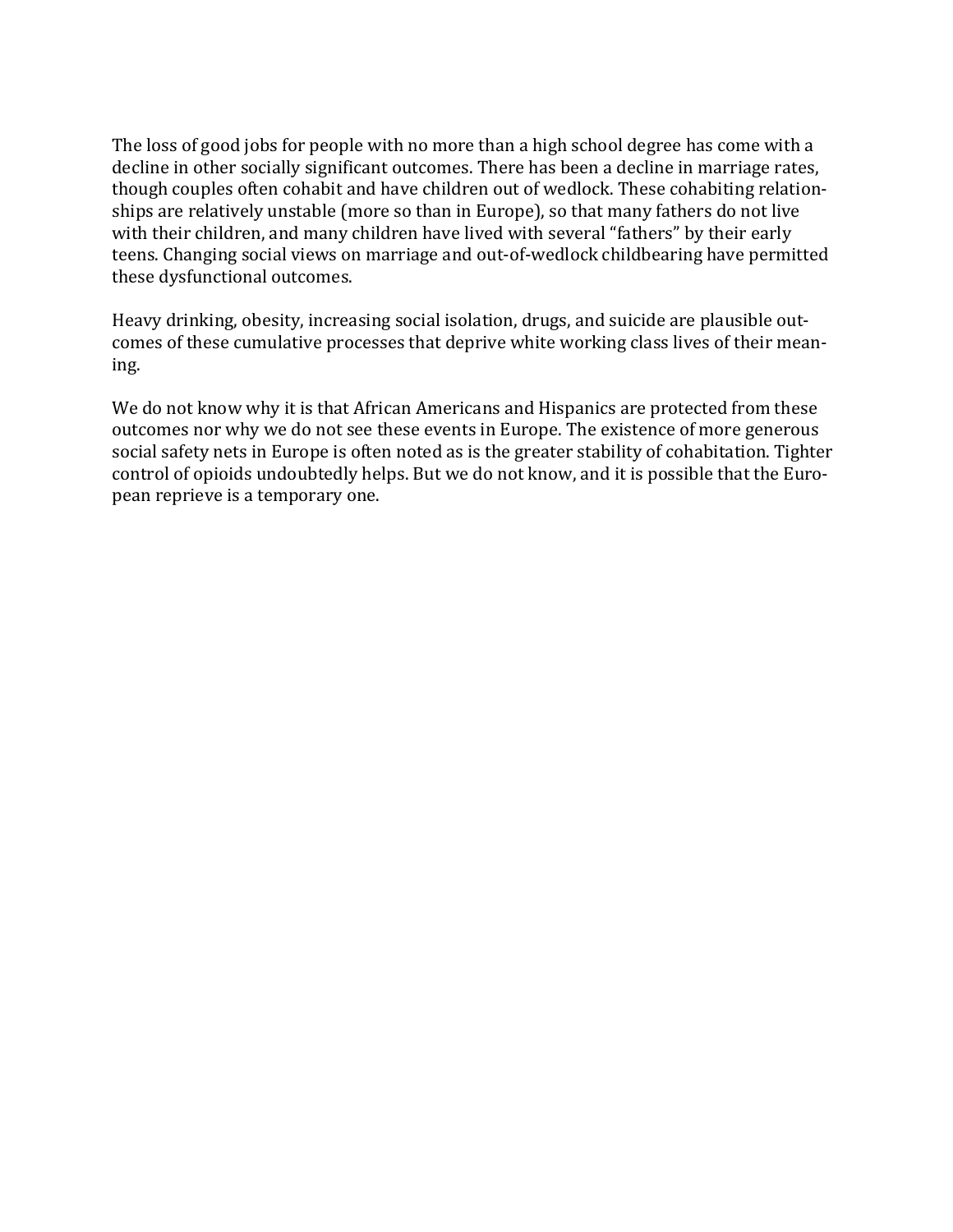The loss of good jobs for people with no more than a high school degree has come with a decline in other socially significant outcomes. There has been a decline in marriage rates, though couples often cohabit and have children out of wedlock. These cohabiting relationships are relatively unstable (more so than in Europe), so that many fathers do not live with their children, and many children have lived with several "fathers" by their early teens. Changing social views on marriage and out-of-wedlock childbearing have permitted these dysfunctional outcomes.

Heavy drinking, obesity, increasing social isolation, drugs, and suicide are plausible outcomes of these cumulative processes that deprive white working class lives of their meaning.

We do not know why it is that African Americans and Hispanics are protected from these outcomes nor why we do not see these events in Europe. The existence of more generous social safety nets in Europe is often noted as is the greater stability of cohabitation. Tighter control of opioids undoubtedly helps. But we do not know, and it is possible that the European reprieve is a temporary one.